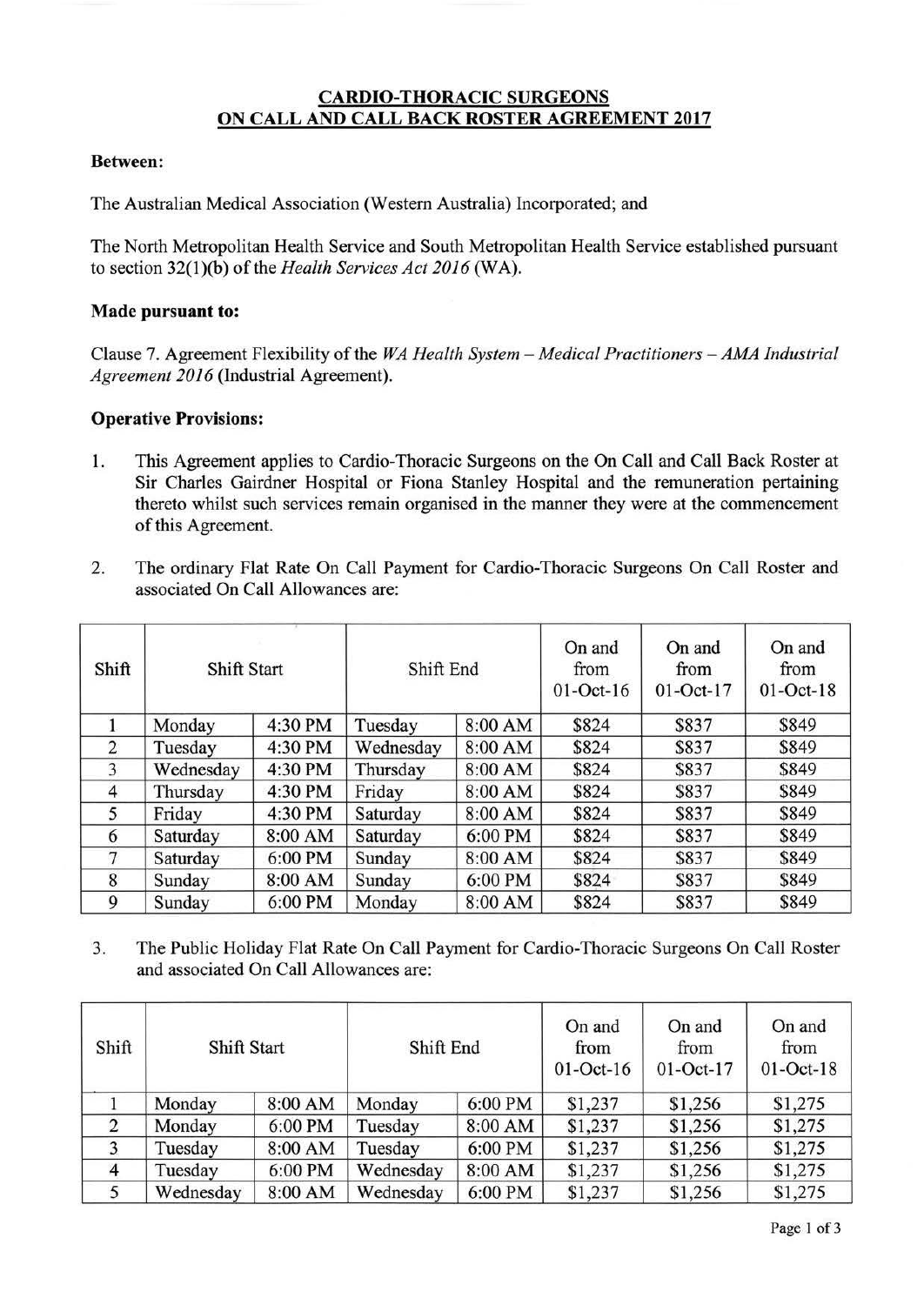# CARDIO-THORACIC SURGEONS ON CALL AND CALL BACK ROSTER AGREEMENT 2017

**Between:**

The Australian Medical Association (Western Australia) Incorporated; and

The North Metropolitan Health Service and South Metropolitan Health Service established pursuant to section 32(1)(b) of the *Health Services Act 2016* (WA).

**Made pursuant to:**

Clause 7. Agreement Flexibility of the *WA Health System – Medical Practitioners – AMA Industrial Agreement 2016* (Industrial Agreement).

**Operative Provisions:**

1. This Agreement applies to Cardio-Thoracic Surgeons on the On Call and Call Back Roster at Sir Charles Gairdner Hospital or Fiona Stanley Hospital and the remuneration pertaining thereto whilst such services remain organised in the manner they were at the commencement of this Agreement.

2. The ordinary Flat Rate On Call Payment for Cardio-Thoracic Surgeons On Call Roster and associated On Call Allowances are:

| Shift | Shift Start | | Shift End | | On and from 01-Oct-16 | On and from 01-Oct-17 | On and from 01-Oct-18 |
|---|---|---|---|---|---|---|---|
| 1 | Monday | 4:30 PM | Tuesday | 8:00 AM | $824 | $837 | $849 |
| 2 | Tuesday | 4:30 PM | Wednesday | 8:00 AM | $824 | $837 | $849 |
| 3 | Wednesday | 4:30 PM | Thursday | 8:00 AM | $824 | $837 | $849 |
| 4 | Thursday | 4:30 PM | Friday | 8:00 AM | $824 | $837 | $849 |
| 5 | Friday | 4:30 PM | Saturday | 8:00 AM | $824 | $837 | $849 |
| 6 | Saturday | 8:00 AM | Saturday | 6:00 PM | $824 | $837 | $849 |
| 7 | Saturday | 6:00 PM | Sunday | 8:00 AM | $824 | $837 | $849 |
| 8 | Sunday | 8:00 AM | Sunday | 6:00 PM | $824 | $837 | $849 |
| 9 | Sunday | 6:00 PM | Monday | 8:00 AM | $824 | $837 | $849 |

3. The Public Holiday Flat Rate On Call Payment for Cardio-Thoracic Surgeons On Call Roster and associated On Call Allowances are:

| Shift | Shift Start | | Shift End | | On and from 01-Oct-16 | On and from 01-Oct-17 | On and from 01-Oct-18 |
|---|---|---|---|---|---|---|---|
| 1 | Monday | 8:00 AM | Monday | 6:00 PM | $1,237 | $1,256 | $1,275 |
| 2 | Monday | 6:00 PM | Tuesday | 8:00 AM | $1,237 | $1,256 | $1,275 |
| 3 | Tuesday | 8:00 AM | Tuesday | 6:00 PM | $1,237 | $1,256 | $1,275 |
| 4 | Tuesday | 6:00 PM | Wednesday | 8:00 AM | $1,237 | $1,256 | $1,275 |
| 5 | Wednesday | 8:00 AM | Wednesday | 6:00 PM | $1,237 | $1,256 | $1,275 |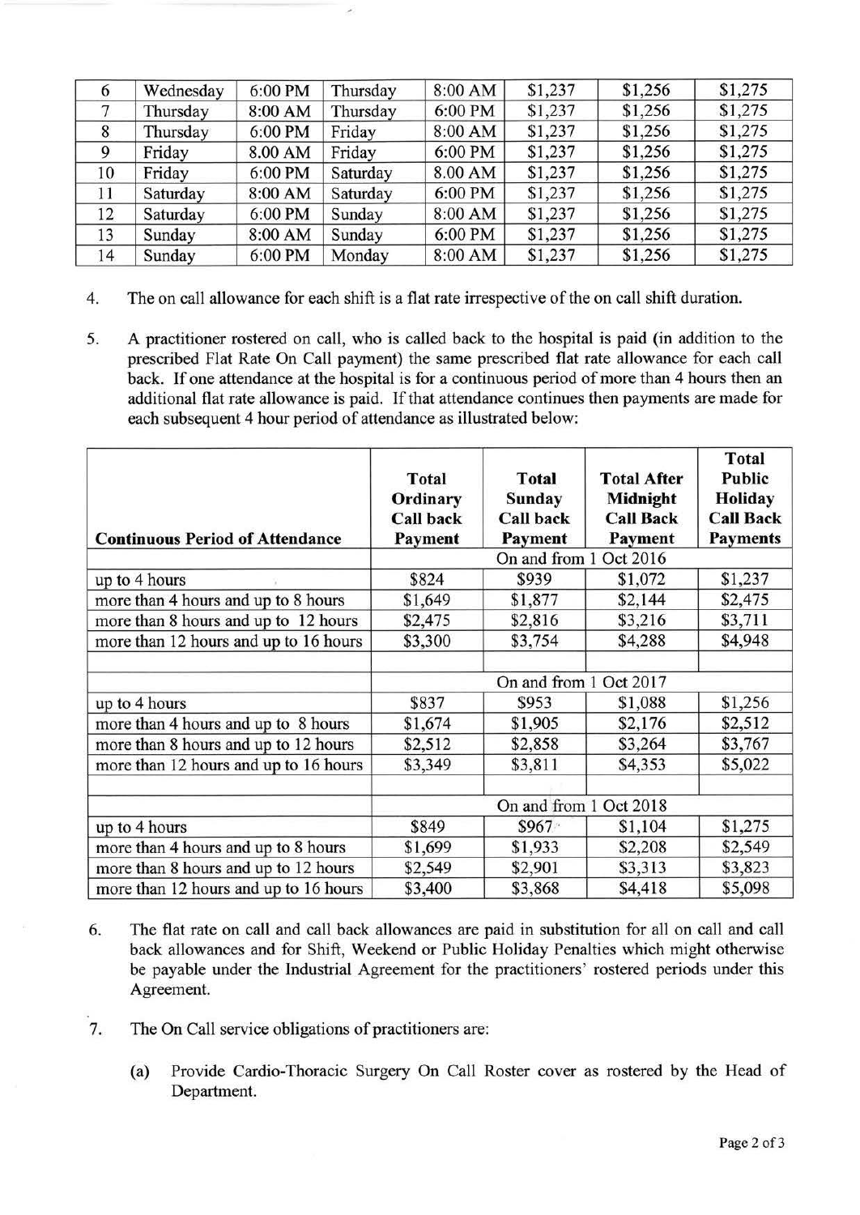| 6 | Wednesday | 6:00 PM | Thursday | 8:00 AM | $1,237 | $1,256 | $1,275 |
|---|---|---|---|---|---|---|---|
| 7 | Thursday | 8:00 AM | Thursday | 6:00 PM | $1,237 | $1,256 | $1,275 |
| 8 | Thursday | 6:00 PM | Friday | 8:00 AM | $1,237 | $1,256 | $1,275 |
| 9 | Friday | 8.00 AM | Friday | 6:00 PM | $1,237 | $1,256 | $1,275 |
| 10 | Friday | 6:00 PM | Saturday | 8.00 AM | $1,237 | $1,256 | $1,275 |
| 11 | Saturday | 8:00 AM | Saturday | 6:00 PM | $1,237 | $1,256 | $1,275 |
| 12 | Saturday | 6:00 PM | Sunday | 8:00 AM | $1,237 | $1,256 | $1,275 |
| 13 | Sunday | 8:00 AM | Sunday | 6:00 PM | $1,237 | $1,256 | $1,275 |
| 14 | Sunday | 6:00 PM | Monday | 8:00 AM | $1,237 | $1,256 | $1,275 |

4. The on call allowance for each shift is a flat rate irrespective of the on call shift duration.

5. A practitioner rostered on call, who is called back to the hospital is paid (in addition to the prescribed Flat Rate On Call payment) the same prescribed flat rate allowance for each call back. If one attendance at the hospital is for a continuous period of more than 4 hours then an additional flat rate allowance is paid. If that attendance continues then payments are made for each subsequent 4 hour period of attendance as illustrated below:

| Continuous Period of Attendance | Total Ordinary Call back Payment | Total Sunday Call back Payment | Total After Midnight Call Back Payment | Total Public Holiday Call Back Payments |
|---|---|---|---|---|
| | On and from 1 Oct 2016 | | | |
| up to 4 hours | $824 | $939 | $1,072 | $1,237 |
| more than 4 hours and up to 8 hours | $1,649 | $1,877 | $2,144 | $2,475 |
| more than 8 hours and up to 12 hours | $2,475 | $2,816 | $3,216 | $3,711 |
| more than 12 hours and up to 16 hours | $3,300 | $3,754 | $4,288 | $4,948 |
| | | | | |
| | On and from 1 Oct 2017 | | | |
| up to 4 hours | $837 | $953 | $1,088 | $1,256 |
| more than 4 hours and up to 8 hours | $1,674 | $1,905 | $2,176 | $2,512 |
| more than 8 hours and up to 12 hours | $2,512 | $2,858 | $3,264 | $3,767 |
| more than 12 hours and up to 16 hours | $3,349 | $3,811 | $4,353 | $5,022 |
| | | | | |
| | On and from 1 Oct 2018 | | | |
| up to 4 hours | $849 | $967 | $1,104 | $1,275 |
| more than 4 hours and up to 8 hours | $1,699 | $1,933 | $2,208 | $2,549 |
| more than 8 hours and up to 12 hours | $2,549 | $2,901 | $3,313 | $3,823 |
| more than 12 hours and up to 16 hours | $3,400 | $3,868 | $4,418 | $5,098 |

6. The flat rate on call and call back allowances are paid in substitution for all on call and call back allowances and for Shift, Weekend or Public Holiday Penalties which might otherwise be payable under the Industrial Agreement for the practitioners' rostered periods under this Agreement.

7. The On Call service obligations of practitioners are:

   (a) Provide Cardio-Thoracic Surgery On Call Roster cover as rostered by the Head of Department.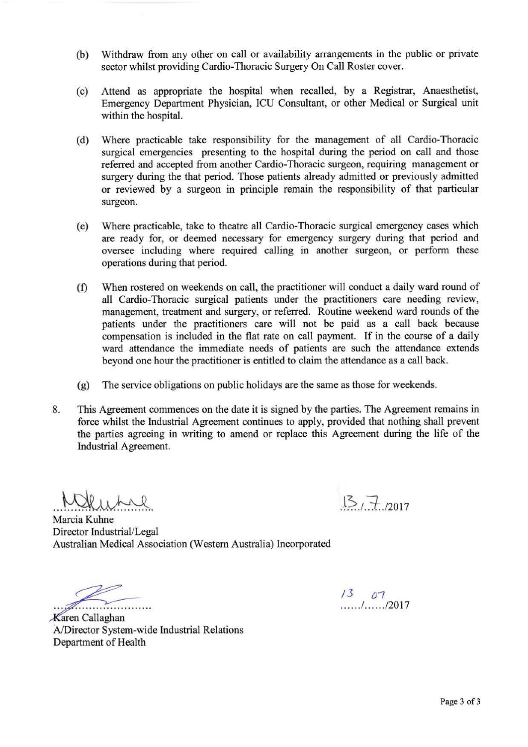(b) Withdraw from any other on call or availability arrangements in the public or private sector whilst providing Cardio-Thoracic Surgery On Call Roster cover.

(c) Attend as appropriate the hospital when recalled, by a Registrar, Anaesthetist, Emergency Department Physician, ICU Consultant, or other Medical or Surgical unit within the hospital.

(d) Where practicable take responsibility for the management of all Cardio-Thoracic surgical emergencies presenting to the hospital during the period on call and those referred and accepted from another Cardio-Thoracic surgeon, requiring management or surgery during the that period. Those patients already admitted or previously admitted or reviewed by a surgeon in principle remain the responsibility of that particular surgeon.

(e) Where practicable, take to theatre all Cardio-Thoracic surgical emergency cases which are ready for, or deemed necessary for emergency surgery during that period and oversee including where required calling in another surgeon, or perform these operations during that period.

(f) When rostered on weekends on call, the practitioner will conduct a daily ward round of all Cardio-Thoracic surgical patients under the practitioners care needing review, management, treatment and surgery, or referred. Routine weekend ward rounds of the patients under the practitioners care will not be paid as a call back because compensation is included in the flat rate on call payment. If in the course of a daily ward attendance the immediate needs of patients are such the attendance extends beyond one hour the practitioner is entitled to claim the attendance as a call back.

(g) The service obligations on public holidays are the same as those for weekends.

8. This Agreement commences on the date it is signed by the parties. The Agreement remains in force whilst the Industrial Agreement continues to apply, provided that nothing shall prevent the parties agreeing in writing to amend or replace this Agreement during the life of the Industrial Agreement.

..........................
Marcia Kuhne
Director Industrial/Legal
Australian Medical Association (Western Australia) Incorporated

13/7/2017

..........................
Karen Callaghan
A/Director System-wide Industrial Relations
Department of Health

13/07/2017